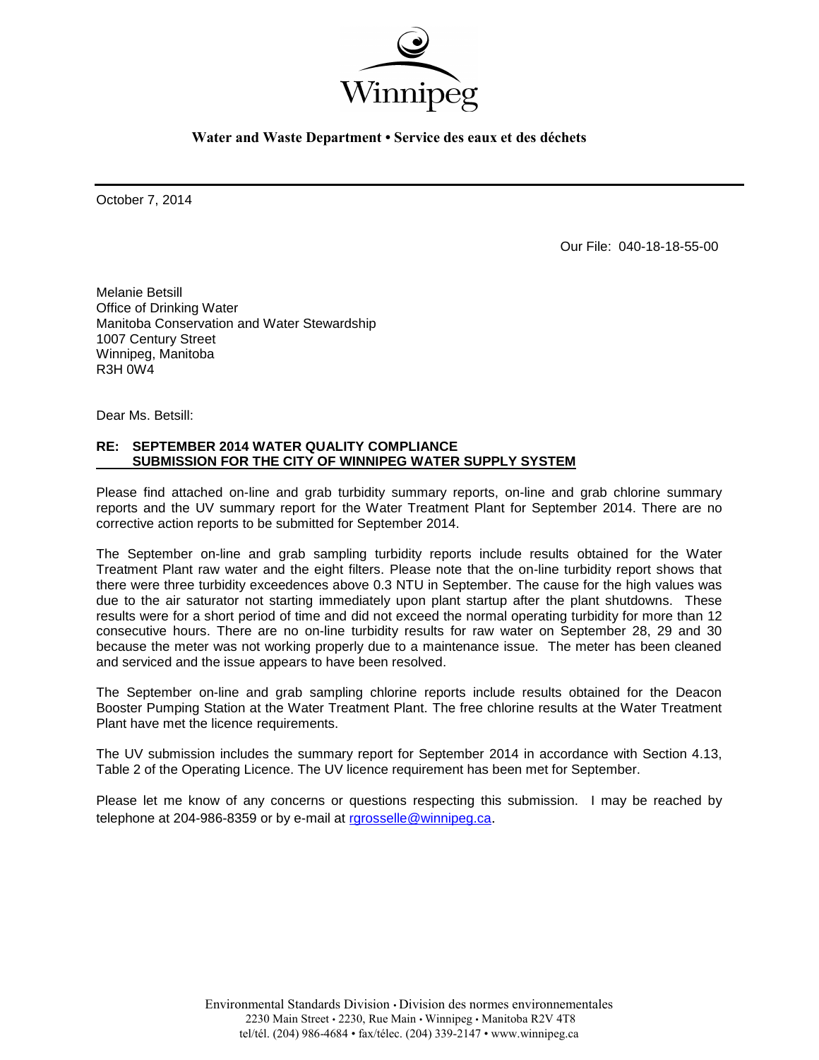Winnipeg

**Water and Waste Department • Service des eaux et des déchets**

October 7, 2014

Our File: 040-18-18-55-00

Melanie Betsill
Office of Drinking Water
Manitoba Conservation and Water Stewardship
1007 Century Street
Winnipeg, Manitoba
R3H 0W4

Dear Ms. Betsill:

**RE: SEPTEMBER 2014 WATER QUALITY COMPLIANCE SUBMISSION FOR THE CITY OF WINNIPEG WATER SUPPLY SYSTEM**

Please find attached on-line and grab turbidity summary reports, on-line and grab chlorine summary reports and the UV summary report for the Water Treatment Plant for September 2014. There are no corrective action reports to be submitted for September 2014.

The September on-line and grab sampling turbidity reports include results obtained for the Water Treatment Plant raw water and the eight filters. Please note that the on-line turbidity report shows that there were three turbidity exceedences above 0.3 NTU in September. The cause for the high values was due to the air saturator not starting immediately upon plant startup after the plant shutdowns. These results were for a short period of time and did not exceed the normal operating turbidity for more than 12 consecutive hours. There are no on-line turbidity results for raw water on September 28, 29 and 30 because the meter was not working properly due to a maintenance issue. The meter has been cleaned and serviced and the issue appears to have been resolved.

The September on-line and grab sampling chlorine reports include results obtained for the Deacon Booster Pumping Station at the Water Treatment Plant. The free chlorine results at the Water Treatment Plant have met the licence requirements.

The UV submission includes the summary report for September 2014 in accordance with Section 4.13, Table 2 of the Operating Licence. The UV licence requirement has been met for September.

Please let me know of any concerns or questions respecting this submission. I may be reached by telephone at 204-986-8359 or by e-mail at rgrosselle@winnipeg.ca.

Environmental Standards Division • Division des normes environnementales
2230 Main Street • 2230, Rue Main • Winnipeg • Manitoba R2V 4T8
tel/tél. (204) 986-4684 • fax/télec. (204) 339-2147 • www.winnipeg.ca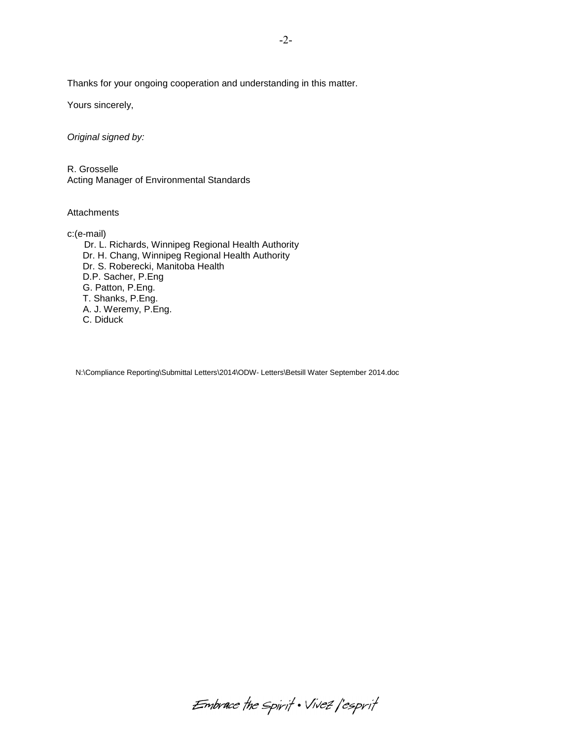Thanks for your ongoing cooperation and understanding in this matter.

Yours sincerely,

*Original signed by:*

R. Grosselle
Acting Manager of Environmental Standards

Attachments

c:(e-mail)
Dr. L. Richards, Winnipeg Regional Health Authority
Dr. H. Chang, Winnipeg Regional Health Authority
Dr. S. Roberecki, Manitoba Health
D.P. Sacher, P.Eng
G. Patton, P.Eng.
T. Shanks, P.Eng.
A. J. Weremy, P.Eng.
C. Diduck

N:\Compliance Reporting\Submittal Letters\2014\ODW- Letters\Betsill Water September 2014.doc

Embrace the Spirit • Vivez l'esprit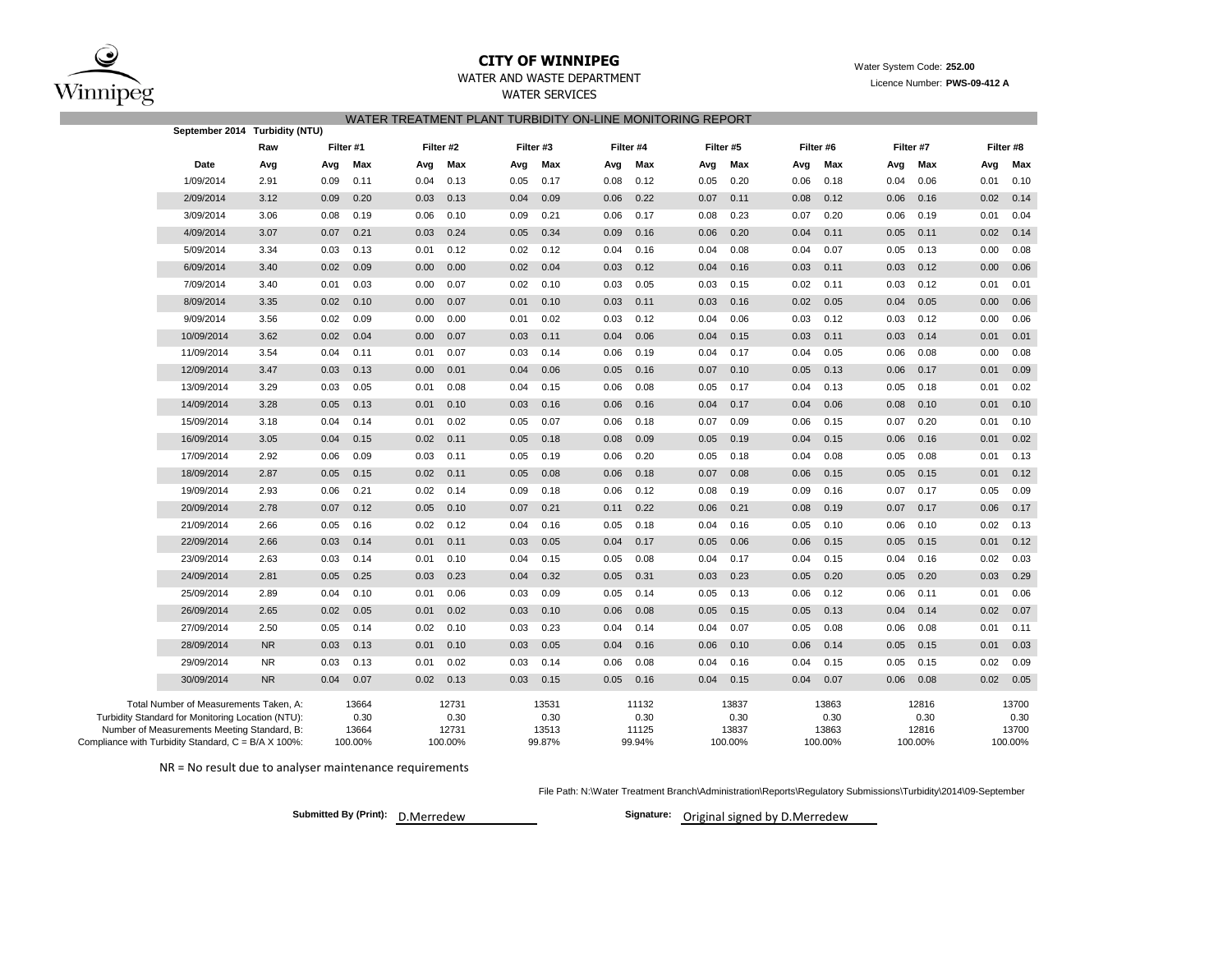**CITY OF WINNIPEG**

WATER AND WASTE DEPARTMENT

WATER SERVICES

Water System Code: **252.00**

Licence Number: **PWS-09-412 A**

## WATER TREATMENT PLANT TURBIDITY ON-LINE MONITORING REPORT

**September 2014 Turbidity (NTU)**

| | Raw | Filter #1 | | Filter #2 | | Filter #3 | | Filter #4 | | Filter #5 | | Filter #6 | | Filter #7 | | Filter #8 | |
|---|---|---|---|---|---|---|---|---|---|---|---|---|---|---|---|---|---|
| **Date** | **Avg** | **Avg** | **Max** | **Avg** | **Max** | **Avg** | **Max** | **Avg** | **Max** | **Avg** | **Max** | **Avg** | **Max** | **Avg** | **Max** | **Avg** | **Max** |
| 1/09/2014 | 2.91 | 0.09 | 0.11 | 0.04 | 0.13 | 0.05 | 0.17 | 0.08 | 0.12 | 0.05 | 0.20 | 0.06 | 0.18 | 0.04 | 0.06 | 0.01 | 0.10 |
| 2/09/2014 | 3.12 | 0.09 | 0.20 | 0.03 | 0.13 | 0.04 | 0.09 | 0.06 | 0.22 | 0.07 | 0.11 | 0.08 | 0.12 | 0.06 | 0.16 | 0.02 | 0.14 |
| 3/09/2014 | 3.06 | 0.08 | 0.19 | 0.06 | 0.10 | 0.09 | 0.21 | 0.06 | 0.17 | 0.08 | 0.23 | 0.07 | 0.20 | 0.06 | 0.19 | 0.01 | 0.04 |
| 4/09/2014 | 3.07 | 0.07 | 0.21 | 0.03 | 0.24 | 0.05 | 0.34 | 0.09 | 0.16 | 0.06 | 0.20 | 0.04 | 0.11 | 0.05 | 0.11 | 0.02 | 0.14 |
| 5/09/2014 | 3.34 | 0.03 | 0.13 | 0.01 | 0.12 | 0.02 | 0.12 | 0.04 | 0.16 | 0.04 | 0.08 | 0.04 | 0.07 | 0.05 | 0.13 | 0.00 | 0.08 |
| 6/09/2014 | 3.40 | 0.02 | 0.09 | 0.00 | 0.00 | 0.02 | 0.04 | 0.03 | 0.12 | 0.04 | 0.16 | 0.03 | 0.11 | 0.03 | 0.12 | 0.00 | 0.06 |
| 7/09/2014 | 3.40 | 0.01 | 0.03 | 0.00 | 0.07 | 0.02 | 0.10 | 0.03 | 0.05 | 0.03 | 0.15 | 0.02 | 0.11 | 0.03 | 0.12 | 0.01 | 0.01 |
| 8/09/2014 | 3.35 | 0.02 | 0.10 | 0.00 | 0.07 | 0.01 | 0.10 | 0.03 | 0.11 | 0.03 | 0.16 | 0.02 | 0.05 | 0.04 | 0.05 | 0.00 | 0.06 |
| 9/09/2014 | 3.56 | 0.02 | 0.09 | 0.00 | 0.00 | 0.01 | 0.02 | 0.03 | 0.12 | 0.04 | 0.06 | 0.03 | 0.12 | 0.03 | 0.12 | 0.00 | 0.06 |
| 10/09/2014 | 3.62 | 0.02 | 0.04 | 0.00 | 0.07 | 0.03 | 0.11 | 0.04 | 0.06 | 0.04 | 0.15 | 0.03 | 0.11 | 0.03 | 0.14 | 0.01 | 0.01 |
| 11/09/2014 | 3.54 | 0.04 | 0.11 | 0.01 | 0.07 | 0.03 | 0.14 | 0.06 | 0.19 | 0.04 | 0.17 | 0.04 | 0.05 | 0.06 | 0.08 | 0.00 | 0.08 |
| 12/09/2014 | 3.47 | 0.03 | 0.13 | 0.00 | 0.01 | 0.04 | 0.06 | 0.05 | 0.16 | 0.07 | 0.10 | 0.05 | 0.13 | 0.06 | 0.17 | 0.01 | 0.09 |
| 13/09/2014 | 3.29 | 0.03 | 0.05 | 0.01 | 0.08 | 0.04 | 0.15 | 0.06 | 0.08 | 0.05 | 0.17 | 0.04 | 0.13 | 0.05 | 0.18 | 0.01 | 0.02 |
| 14/09/2014 | 3.28 | 0.05 | 0.13 | 0.01 | 0.10 | 0.03 | 0.16 | 0.06 | 0.16 | 0.04 | 0.17 | 0.04 | 0.06 | 0.08 | 0.10 | 0.01 | 0.10 |
| 15/09/2014 | 3.18 | 0.04 | 0.14 | 0.01 | 0.02 | 0.05 | 0.07 | 0.06 | 0.18 | 0.07 | 0.09 | 0.06 | 0.15 | 0.07 | 0.20 | 0.01 | 0.10 |
| 16/09/2014 | 3.05 | 0.04 | 0.15 | 0.02 | 0.11 | 0.05 | 0.18 | 0.08 | 0.09 | 0.05 | 0.19 | 0.04 | 0.15 | 0.06 | 0.16 | 0.01 | 0.02 |
| 17/09/2014 | 2.92 | 0.06 | 0.09 | 0.03 | 0.11 | 0.05 | 0.19 | 0.06 | 0.20 | 0.05 | 0.18 | 0.04 | 0.08 | 0.05 | 0.08 | 0.01 | 0.13 |
| 18/09/2014 | 2.87 | 0.05 | 0.15 | 0.02 | 0.11 | 0.05 | 0.08 | 0.06 | 0.18 | 0.07 | 0.08 | 0.06 | 0.15 | 0.05 | 0.15 | 0.01 | 0.12 |
| 19/09/2014 | 2.93 | 0.06 | 0.21 | 0.02 | 0.14 | 0.09 | 0.18 | 0.06 | 0.12 | 0.08 | 0.19 | 0.09 | 0.16 | 0.07 | 0.17 | 0.05 | 0.09 |
| 20/09/2014 | 2.78 | 0.07 | 0.12 | 0.05 | 0.10 | 0.07 | 0.21 | 0.11 | 0.22 | 0.06 | 0.21 | 0.08 | 0.19 | 0.07 | 0.17 | 0.06 | 0.17 |
| 21/09/2014 | 2.66 | 0.05 | 0.16 | 0.02 | 0.12 | 0.04 | 0.16 | 0.05 | 0.18 | 0.04 | 0.16 | 0.05 | 0.10 | 0.06 | 0.10 | 0.02 | 0.13 |
| 22/09/2014 | 2.66 | 0.03 | 0.14 | 0.01 | 0.11 | 0.03 | 0.05 | 0.04 | 0.17 | 0.05 | 0.06 | 0.06 | 0.15 | 0.05 | 0.15 | 0.01 | 0.12 |
| 23/09/2014 | 2.63 | 0.03 | 0.14 | 0.01 | 0.10 | 0.04 | 0.15 | 0.05 | 0.08 | 0.04 | 0.17 | 0.04 | 0.15 | 0.04 | 0.16 | 0.02 | 0.03 |
| 24/09/2014 | 2.81 | 0.05 | 0.25 | 0.03 | 0.23 | 0.04 | 0.32 | 0.05 | 0.31 | 0.03 | 0.23 | 0.05 | 0.20 | 0.05 | 0.20 | 0.03 | 0.29 |
| 25/09/2014 | 2.89 | 0.04 | 0.10 | 0.01 | 0.06 | 0.03 | 0.09 | 0.05 | 0.14 | 0.05 | 0.13 | 0.06 | 0.12 | 0.06 | 0.11 | 0.01 | 0.06 |
| 26/09/2014 | 2.65 | 0.02 | 0.05 | 0.01 | 0.02 | 0.03 | 0.10 | 0.06 | 0.08 | 0.05 | 0.15 | 0.05 | 0.13 | 0.04 | 0.14 | 0.02 | 0.07 |
| 27/09/2014 | 2.50 | 0.05 | 0.14 | 0.02 | 0.10 | 0.03 | 0.23 | 0.04 | 0.14 | 0.04 | 0.07 | 0.05 | 0.08 | 0.06 | 0.08 | 0.01 | 0.11 |
| 28/09/2014 | NR | 0.03 | 0.13 | 0.01 | 0.10 | 0.03 | 0.05 | 0.04 | 0.16 | 0.06 | 0.10 | 0.06 | 0.14 | 0.05 | 0.15 | 0.01 | 0.03 |
| 29/09/2014 | NR | 0.03 | 0.13 | 0.01 | 0.02 | 0.03 | 0.14 | 0.06 | 0.08 | 0.04 | 0.16 | 0.04 | 0.15 | 0.05 | 0.15 | 0.02 | 0.09 |
| 30/09/2014 | NR | 0.04 | 0.07 | 0.02 | 0.13 | 0.03 | 0.15 | 0.05 | 0.16 | 0.04 | 0.15 | 0.04 | 0.07 | 0.06 | 0.08 | 0.02 | 0.05 |
| Total Number of Measurements Taken, A: | | 13664 | | 12731 | | 13531 | | 11132 | | 13837 | | 13863 | | 12816 | | 13700 | |
| Turbidity Standard for Monitoring Location (NTU): | | 0.30 | | 0.30 | | 0.30 | | 0.30 | | 0.30 | | 0.30 | | 0.30 | | 0.30 | |
| Number of Measurements Meeting Standard, B: | | 13664 | | 12731 | | 13513 | | 11125 | | 13837 | | 13863 | | 12816 | | 13700 | |
| Compliance with Turbidity Standard, C = B/A X 100%: | | 100.00% | | 100.00% | | 99.87% | | 99.94% | | 100.00% | | 100.00% | | 100.00% | | 100.00% | |

NR = No result due to analyser maintenance requirements

File Path: N:\Water Treatment Branch\Administration\Reports\Regulatory Submissions\Turbidity\2014\09-September

**Submitted By (Print):** D.Merredew

**Signature:** Original signed by D.Merredew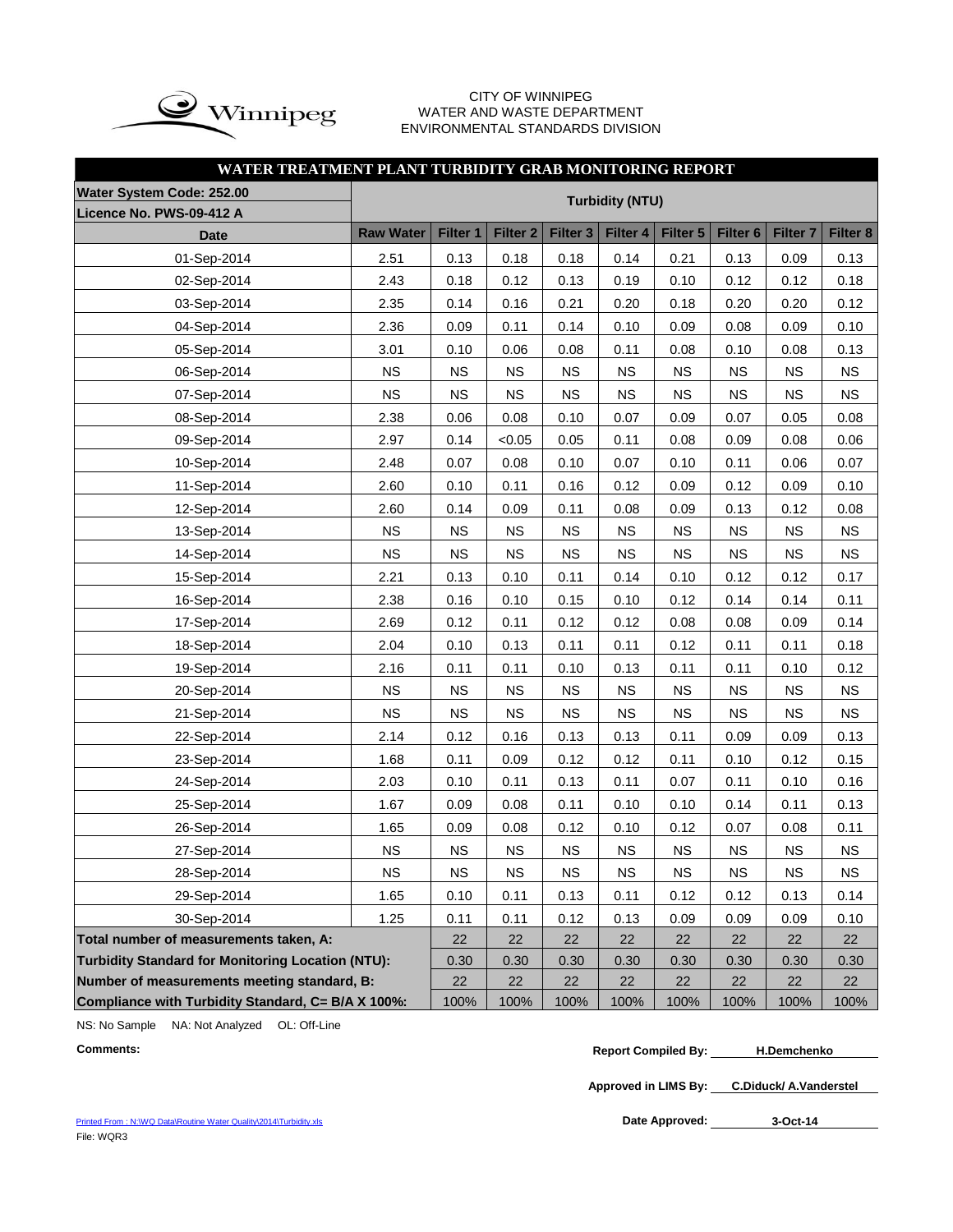Winnipeg

CITY OF WINNIPEG
WATER AND WASTE DEPARTMENT
ENVIRONMENTAL STANDARDS DIVISION

## WATER TREATMENT PLANT TURBIDITY GRAB MONITORING REPORT

| Water System Code: 252.00<br>Licence No. PWS-09-412 A | Turbidity (NTU) | | | | | | | | |
|---|---|---|---|---|---|---|---|---|---|
| Date | Raw Water | Filter 1 | Filter 2 | Filter 3 | Filter 4 | Filter 5 | Filter 6 | Filter 7 | Filter 8 |
| 01-Sep-2014 | 2.51 | 0.13 | 0.18 | 0.18 | 0.14 | 0.21 | 0.13 | 0.09 | 0.13 |
| 02-Sep-2014 | 2.43 | 0.18 | 0.12 | 0.13 | 0.19 | 0.10 | 0.12 | 0.12 | 0.18 |
| 03-Sep-2014 | 2.35 | 0.14 | 0.16 | 0.21 | 0.20 | 0.18 | 0.20 | 0.20 | 0.12 |
| 04-Sep-2014 | 2.36 | 0.09 | 0.11 | 0.14 | 0.10 | 0.09 | 0.08 | 0.09 | 0.10 |
| 05-Sep-2014 | 3.01 | 0.10 | 0.06 | 0.08 | 0.11 | 0.08 | 0.10 | 0.08 | 0.13 |
| 06-Sep-2014 | NS | NS | NS | NS | NS | NS | NS | NS | NS |
| 07-Sep-2014 | NS | NS | NS | NS | NS | NS | NS | NS | NS |
| 08-Sep-2014 | 2.38 | 0.06 | 0.08 | 0.10 | 0.07 | 0.09 | 0.07 | 0.05 | 0.08 |
| 09-Sep-2014 | 2.97 | 0.14 | <0.05 | 0.05 | 0.11 | 0.08 | 0.09 | 0.08 | 0.06 |
| 10-Sep-2014 | 2.48 | 0.07 | 0.08 | 0.10 | 0.07 | 0.10 | 0.11 | 0.06 | 0.07 |
| 11-Sep-2014 | 2.60 | 0.10 | 0.11 | 0.16 | 0.12 | 0.09 | 0.12 | 0.09 | 0.10 |
| 12-Sep-2014 | 2.60 | 0.14 | 0.09 | 0.11 | 0.08 | 0.09 | 0.13 | 0.12 | 0.08 |
| 13-Sep-2014 | NS | NS | NS | NS | NS | NS | NS | NS | NS |
| 14-Sep-2014 | NS | NS | NS | NS | NS | NS | NS | NS | NS |
| 15-Sep-2014 | 2.21 | 0.13 | 0.10 | 0.11 | 0.14 | 0.10 | 0.12 | 0.12 | 0.17 |
| 16-Sep-2014 | 2.38 | 0.16 | 0.10 | 0.15 | 0.10 | 0.12 | 0.14 | 0.14 | 0.11 |
| 17-Sep-2014 | 2.69 | 0.12 | 0.11 | 0.12 | 0.12 | 0.08 | 0.08 | 0.09 | 0.14 |
| 18-Sep-2014 | 2.04 | 0.10 | 0.13 | 0.11 | 0.11 | 0.12 | 0.11 | 0.11 | 0.18 |
| 19-Sep-2014 | 2.16 | 0.11 | 0.11 | 0.10 | 0.13 | 0.11 | 0.11 | 0.10 | 0.12 |
| 20-Sep-2014 | NS | NS | NS | NS | NS | NS | NS | NS | NS |
| 21-Sep-2014 | NS | NS | NS | NS | NS | NS | NS | NS | NS |
| 22-Sep-2014 | 2.14 | 0.12 | 0.16 | 0.13 | 0.13 | 0.11 | 0.09 | 0.09 | 0.13 |
| 23-Sep-2014 | 1.68 | 0.11 | 0.09 | 0.12 | 0.12 | 0.11 | 0.10 | 0.12 | 0.15 |
| 24-Sep-2014 | 2.03 | 0.10 | 0.11 | 0.13 | 0.11 | 0.07 | 0.11 | 0.10 | 0.16 |
| 25-Sep-2014 | 1.67 | 0.09 | 0.08 | 0.11 | 0.10 | 0.10 | 0.14 | 0.11 | 0.13 |
| 26-Sep-2014 | 1.65 | 0.09 | 0.08 | 0.12 | 0.10 | 0.12 | 0.07 | 0.08 | 0.11 |
| 27-Sep-2014 | NS | NS | NS | NS | NS | NS | NS | NS | NS |
| 28-Sep-2014 | NS | NS | NS | NS | NS | NS | NS | NS | NS |
| 29-Sep-2014 | 1.65 | 0.10 | 0.11 | 0.13 | 0.11 | 0.12 | 0.12 | 0.13 | 0.14 |
| 30-Sep-2014 | 1.25 | 0.11 | 0.11 | 0.12 | 0.13 | 0.09 | 0.09 | 0.09 | 0.10 |
| **Total number of measurements taken, A:** | | 22 | 22 | 22 | 22 | 22 | 22 | 22 | 22 |
| **Turbidity Standard for Monitoring Location (NTU):** | | 0.30 | 0.30 | 0.30 | 0.30 | 0.30 | 0.30 | 0.30 | 0.30 |
| **Number of measurements meeting standard, B:** | | 22 | 22 | 22 | 22 | 22 | 22 | 22 | 22 |
| **Compliance with Turbidity Standard, C= B/A X 100%:** | | 100% | 100% | 100% | 100% | 100% | 100% | 100% | 100% |

NS: No Sample NA: Not Analyzed OL: Off-Line

**Comments:**

**Report Compiled By:** H.Demchenko

**Approved in LIMS By:** C.Diduck/ A.Vanderstel

**Date Approved:** 3-Oct-14

Printed From : N:\WQ Data\Routine Water Quality\2014\Turbidity.xls
File: WQR3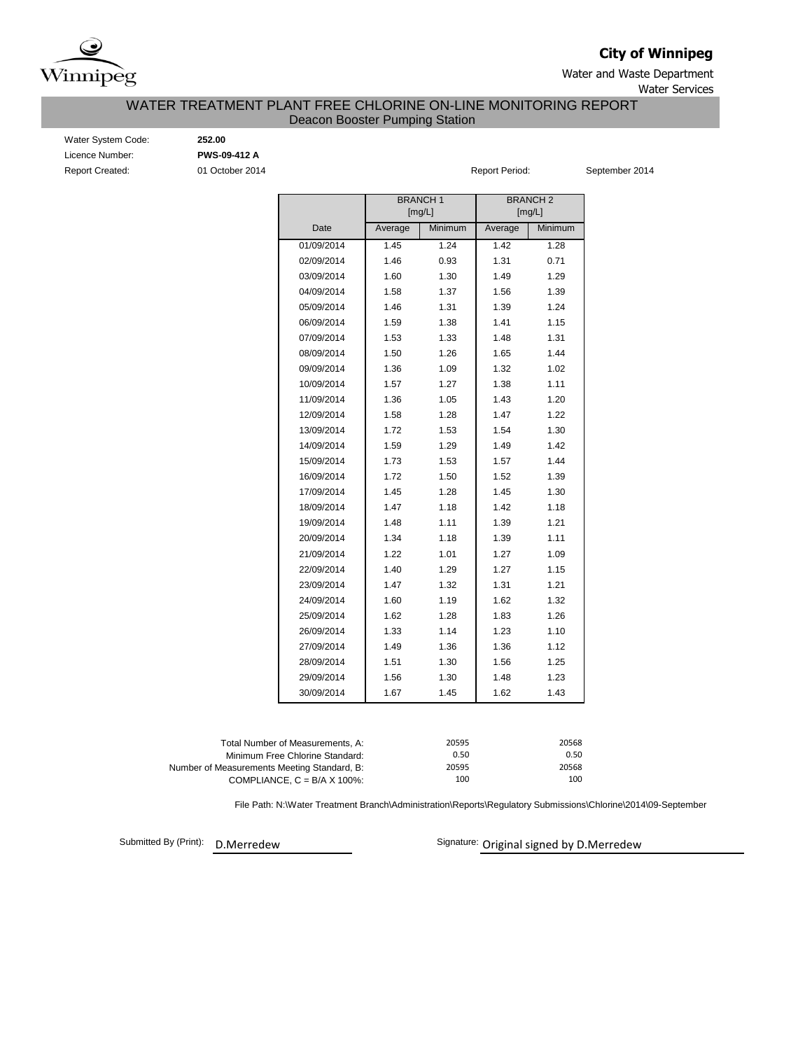**City of Winnipeg**

Water and Waste Department

Water Services

# WATER TREATMENT PLANT FREE CHLORINE ON-LINE MONITORING REPORT

## Deacon Booster Pumping Station

Water System Code: **252.00**

Licence Number: **PWS-09-412 A**

Report Created: 01 October 2014

Report Period: September 2014

| | BRANCH 1 [mg/L] | | BRANCH 2 [mg/L] | |
|---|---|---|---|---|
| Date | Average | Minimum | Average | Minimum |
| 01/09/2014 | 1.45 | 1.24 | 1.42 | 1.28 |
| 02/09/2014 | 1.46 | 0.93 | 1.31 | 0.71 |
| 03/09/2014 | 1.60 | 1.30 | 1.49 | 1.29 |
| 04/09/2014 | 1.58 | 1.37 | 1.56 | 1.39 |
| 05/09/2014 | 1.46 | 1.31 | 1.39 | 1.24 |
| 06/09/2014 | 1.59 | 1.38 | 1.41 | 1.15 |
| 07/09/2014 | 1.53 | 1.33 | 1.48 | 1.31 |
| 08/09/2014 | 1.50 | 1.26 | 1.65 | 1.44 |
| 09/09/2014 | 1.36 | 1.09 | 1.32 | 1.02 |
| 10/09/2014 | 1.57 | 1.27 | 1.38 | 1.11 |
| 11/09/2014 | 1.36 | 1.05 | 1.43 | 1.20 |
| 12/09/2014 | 1.58 | 1.28 | 1.47 | 1.22 |
| 13/09/2014 | 1.72 | 1.53 | 1.54 | 1.30 |
| 14/09/2014 | 1.59 | 1.29 | 1.49 | 1.42 |
| 15/09/2014 | 1.73 | 1.53 | 1.57 | 1.44 |
| 16/09/2014 | 1.72 | 1.50 | 1.52 | 1.39 |
| 17/09/2014 | 1.45 | 1.28 | 1.45 | 1.30 |
| 18/09/2014 | 1.47 | 1.18 | 1.42 | 1.18 |
| 19/09/2014 | 1.48 | 1.11 | 1.39 | 1.21 |
| 20/09/2014 | 1.34 | 1.18 | 1.39 | 1.11 |
| 21/09/2014 | 1.22 | 1.01 | 1.27 | 1.09 |
| 22/09/2014 | 1.40 | 1.29 | 1.27 | 1.15 |
| 23/09/2014 | 1.47 | 1.32 | 1.31 | 1.21 |
| 24/09/2014 | 1.60 | 1.19 | 1.62 | 1.32 |
| 25/09/2014 | 1.62 | 1.28 | 1.83 | 1.26 |
| 26/09/2014 | 1.33 | 1.14 | 1.23 | 1.10 |
| 27/09/2014 | 1.49 | 1.36 | 1.36 | 1.12 |
| 28/09/2014 | 1.51 | 1.30 | 1.56 | 1.25 |
| 29/09/2014 | 1.56 | 1.30 | 1.48 | 1.23 |
| 30/09/2014 | 1.67 | 1.45 | 1.62 | 1.43 |

| | Branch 1 | Branch 2 |
|---|---|---|
| Total Number of Measurements, A: | 20595 | 20568 |
| Minimum Free Chlorine Standard: | 0.50 | 0.50 |
| Number of Measurements Meeting Standard, B: | 20595 | 20568 |
| COMPLIANCE, C = B/A X 100%: | 100 | 100 |

File Path: N:\Water Treatment Branch\Administration\Reports\Regulatory Submissions\Chlorine\2014\09-September

Submitted By (Print): D.Merredew

Signature: Original signed by D.Merredew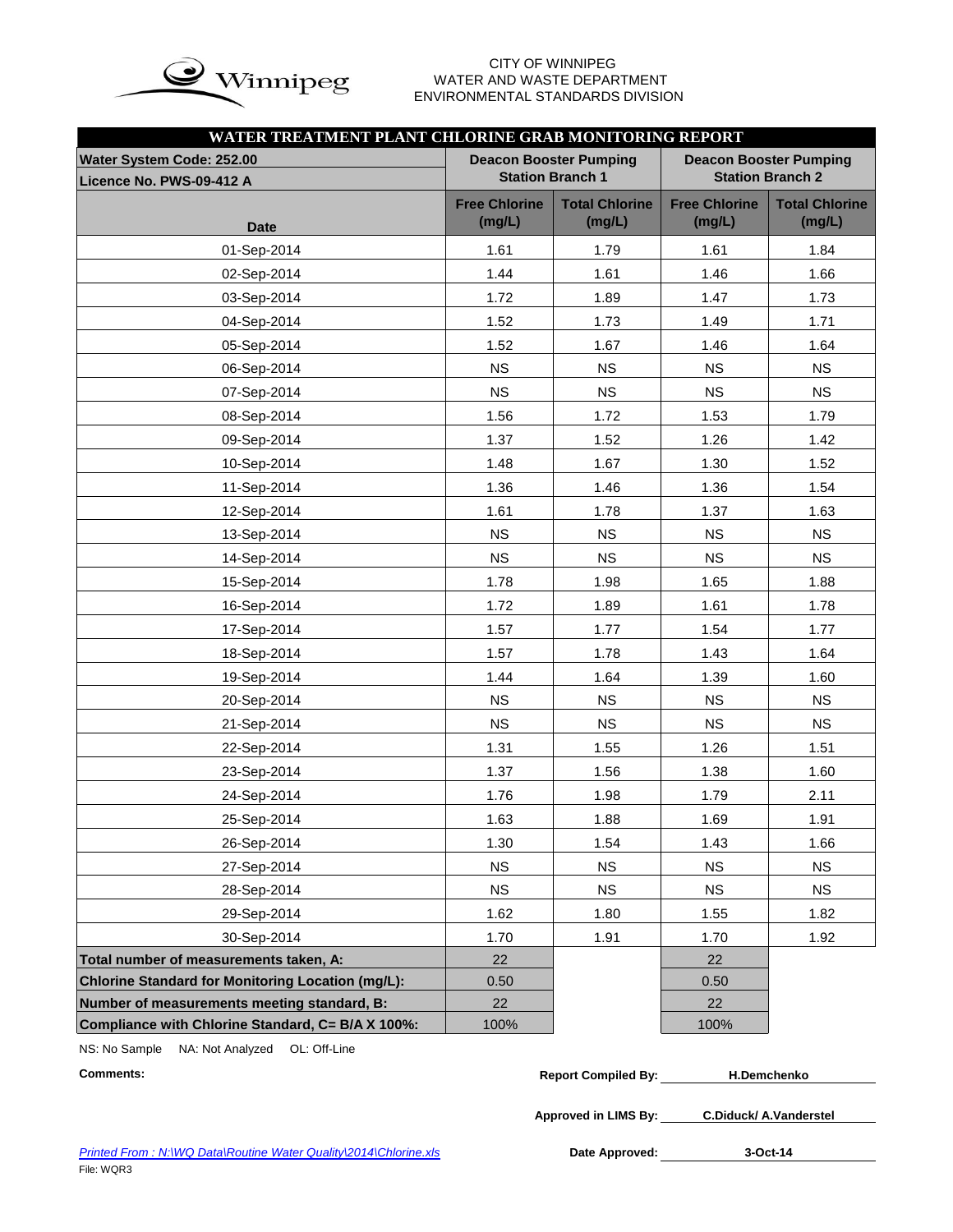Winnipeg

CITY OF WINNIPEG
WATER AND WASTE DEPARTMENT
ENVIRONMENTAL STANDARDS DIVISION

# WATER TREATMENT PLANT CHLORINE GRAB MONITORING REPORT

| Water System Code: 252.00<br>Licence No. PWS-09-412 A | Deacon Booster Pumping Station Branch 1 | | Deacon Booster Pumping Station Branch 2 | |
|---|---|---|---|---|
| Date | Free Chlorine (mg/L) | Total Chlorine (mg/L) | Free Chlorine (mg/L) | Total Chlorine (mg/L) |
| 01-Sep-2014 | 1.61 | 1.79 | 1.61 | 1.84 |
| 02-Sep-2014 | 1.44 | 1.61 | 1.46 | 1.66 |
| 03-Sep-2014 | 1.72 | 1.89 | 1.47 | 1.73 |
| 04-Sep-2014 | 1.52 | 1.73 | 1.49 | 1.71 |
| 05-Sep-2014 | 1.52 | 1.67 | 1.46 | 1.64 |
| 06-Sep-2014 | NS | NS | NS | NS |
| 07-Sep-2014 | NS | NS | NS | NS |
| 08-Sep-2014 | 1.56 | 1.72 | 1.53 | 1.79 |
| 09-Sep-2014 | 1.37 | 1.52 | 1.26 | 1.42 |
| 10-Sep-2014 | 1.48 | 1.67 | 1.30 | 1.52 |
| 11-Sep-2014 | 1.36 | 1.46 | 1.36 | 1.54 |
| 12-Sep-2014 | 1.61 | 1.78 | 1.37 | 1.63 |
| 13-Sep-2014 | NS | NS | NS | NS |
| 14-Sep-2014 | NS | NS | NS | NS |
| 15-Sep-2014 | 1.78 | 1.98 | 1.65 | 1.88 |
| 16-Sep-2014 | 1.72 | 1.89 | 1.61 | 1.78 |
| 17-Sep-2014 | 1.57 | 1.77 | 1.54 | 1.77 |
| 18-Sep-2014 | 1.57 | 1.78 | 1.43 | 1.64 |
| 19-Sep-2014 | 1.44 | 1.64 | 1.39 | 1.60 |
| 20-Sep-2014 | NS | NS | NS | NS |
| 21-Sep-2014 | NS | NS | NS | NS |
| 22-Sep-2014 | 1.31 | 1.55 | 1.26 | 1.51 |
| 23-Sep-2014 | 1.37 | 1.56 | 1.38 | 1.60 |
| 24-Sep-2014 | 1.76 | 1.98 | 1.79 | 2.11 |
| 25-Sep-2014 | 1.63 | 1.88 | 1.69 | 1.91 |
| 26-Sep-2014 | 1.30 | 1.54 | 1.43 | 1.66 |
| 27-Sep-2014 | NS | NS | NS | NS |
| 28-Sep-2014 | NS | NS | NS | NS |
| 29-Sep-2014 | 1.62 | 1.80 | 1.55 | 1.82 |
| 30-Sep-2014 | 1.70 | 1.91 | 1.70 | 1.92 |
| **Total number of measurements taken, A:** | 22 | | 22 | |
| **Chlorine Standard for Monitoring Location (mg/L):** | 0.50 | | 0.50 | |
| **Number of measurements meeting standard, B:** | 22 | | 22 | |
| **Compliance with Chlorine Standard, C= B/A X 100%:** | 100% | | 100% | |

NS: No Sample NA: Not Analyzed OL: Off-Line

**Comments:**

**Report Compiled By:** H.Demchenko

**Approved in LIMS By:** C.Diduck/ A.Vanderstel

**Date Approved:** 3-Oct-14

*Printed From : N:\WQ Data\Routine Water Quality\2014\Chlorine.xls*

File: WQR3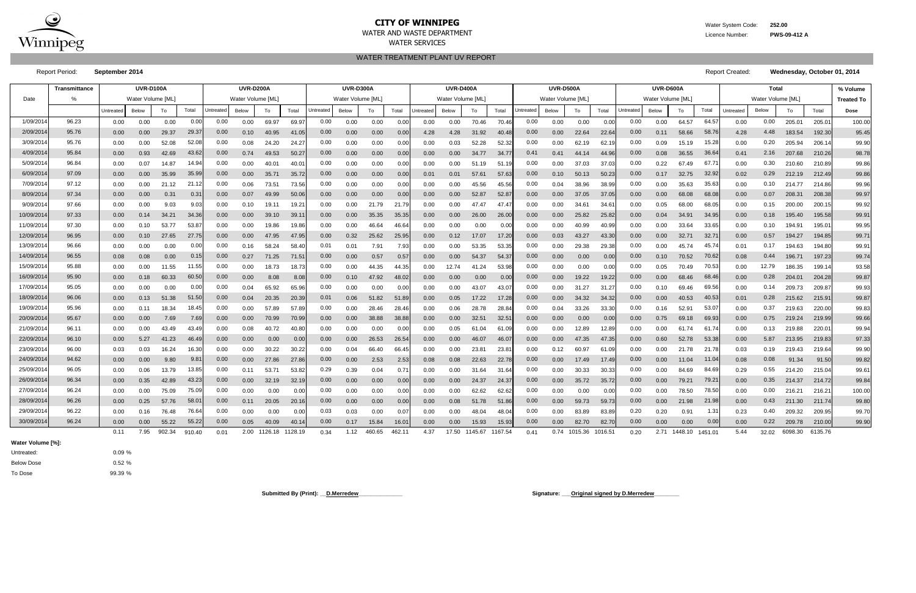**CITY OF WINNIPEG**

WATER AND WASTE DEPARTMENT

WATER SERVICES

Water System Code: **252.00**

Licence Number: **PWS-09-412 A**

## WATER TREATMENT PLANT UV REPORT

Report Period: **September 2014**

Report Created: **Wednesday, October 01, 2014**

| Date | Transmittance | UVR-D100A | | | | UVR-D200A | | | | UVR-D300A | | | | UVR-D400A | | | | UVR-D500A | | | | UVR-D600A | | | | Total | | | | % Volume |
|---|---|---|---|---|---|---|---|---|---|---|---|---|---|---|---|---|---|---|---|---|---|---|---|---|---|---|---|---|---|---|
| | % | Water Volume [ML] | | | | Water Volume [ML] | | | | Water Volume [ML] | | | | Water Volume [ML] | | | | Water Volume [ML] | | | | Water Volume [ML] | | | | Water Volume [ML] | | | | Treated To |
| | | Untreated | Below | To | Total | Untreated | Below | To | Total | Untreated | Below | To | Total | Untreated | Below | To | Total | Untreated | Below | To | Total | Untreated | Below | To | Total | Untreated | Below | To | Total | Dose |
| 1/09/2014 | 96.23 | 0.00 | 0.00 | 0.00 | 0.00 | 0.00 | 0.00 | 69.97 | 69.97 | 0.00 | 0.00 | 0.00 | 0.00 | 0.00 | 0.00 | 70.46 | 70.46 | 0.00 | 0.00 | 0.00 | 0.00 | 0.00 | 0.00 | 64.57 | 64.57 | 0.00 | 0.00 | 205.01 | 205.01 | 100.00 |
| 2/09/2014 | 95.76 | 0.00 | 0.00 | 29.37 | 29.37 | 0.00 | 0.10 | 40.95 | 41.05 | 0.00 | 0.00 | 0.00 | 0.00 | 4.28 | 4.28 | 31.92 | 40.48 | 0.00 | 0.00 | 22.64 | 22.64 | 0.00 | 0.11 | 58.66 | 58.76 | 4.28 | 4.48 | 183.54 | 192.30 | 95.45 |
| 3/09/2014 | 95.76 | 0.00 | 0.00 | 52.08 | 52.08 | 0.00 | 0.08 | 24.20 | 24.27 | 0.00 | 0.00 | 0.00 | 0.00 | 0.00 | 0.03 | 52.28 | 52.32 | 0.00 | 0.00 | 62.19 | 62.19 | 0.00 | 0.09 | 15.19 | 15.28 | 0.00 | 0.20 | 205.94 | 206.14 | 99.90 |
| 4/09/2014 | 95.84 | 0.00 | 0.93 | 42.69 | 43.62 | 0.00 | 0.74 | 49.53 | 50.27 | 0.00 | 0.00 | 0.00 | 0.00 | 0.00 | 0.00 | 34.77 | 34.77 | 0.41 | 0.41 | 44.14 | 44.96 | 0.00 | 0.08 | 36.55 | 36.64 | 0.41 | 2.16 | 207.68 | 210.26 | 98.78 |
| 5/09/2014 | 96.84 | 0.00 | 0.07 | 14.87 | 14.94 | 0.00 | 0.00 | 40.01 | 40.01 | 0.00 | 0.00 | 0.00 | 0.00 | 0.00 | 0.00 | 51.19 | 51.19 | 0.00 | 0.00 | 37.03 | 37.03 | 0.00 | 0.22 | 67.49 | 67.71 | 0.00 | 0.30 | 210.60 | 210.89 | 99.86 |
| 6/09/2014 | 97.09 | 0.00 | 0.00 | 35.99 | 35.99 | 0.00 | 0.00 | 35.71 | 35.72 | 0.00 | 0.00 | 0.00 | 0.00 | 0.01 | 0.01 | 57.61 | 57.63 | 0.00 | 0.10 | 50.13 | 50.23 | 0.00 | 0.17 | 32.75 | 32.92 | 0.02 | 0.29 | 212.19 | 212.49 | 99.86 |
| 7/09/2014 | 97.12 | 0.00 | 0.00 | 21.12 | 21.12 | 0.00 | 0.06 | 73.51 | 73.56 | 0.00 | 0.00 | 0.00 | 0.00 | 0.00 | 0.00 | 45.56 | 45.56 | 0.00 | 0.04 | 38.96 | 38.99 | 0.00 | 0.00 | 35.63 | 35.63 | 0.00 | 0.10 | 214.77 | 214.86 | 99.96 |
| 8/09/2014 | 97.34 | 0.00 | 0.00 | 0.31 | 0.31 | 0.00 | 0.07 | 49.99 | 50.06 | 0.00 | 0.00 | 0.00 | 0.00 | 0.00 | 0.00 | 52.87 | 52.87 | 0.00 | 0.00 | 37.05 | 37.05 | 0.00 | 0.00 | 68.08 | 68.08 | 0.00 | 0.07 | 208.31 | 208.38 | 99.97 |
| 9/09/2014 | 97.66 | 0.00 | 0.00 | 9.03 | 9.03 | 0.00 | 0.10 | 19.11 | 19.21 | 0.00 | 0.00 | 21.79 | 21.79 | 0.00 | 0.00 | 47.47 | 47.47 | 0.00 | 0.00 | 34.61 | 34.61 | 0.00 | 0.05 | 68.00 | 68.05 | 0.00 | 0.15 | 200.00 | 200.15 | 99.92 |
| 10/09/2014 | 97.33 | 0.00 | 0.14 | 34.21 | 34.36 | 0.00 | 0.00 | 39.10 | 39.11 | 0.00 | 0.00 | 35.35 | 35.35 | 0.00 | 0.00 | 26.00 | 26.00 | 0.00 | 0.00 | 25.82 | 25.82 | 0.00 | 0.04 | 34.91 | 34.95 | 0.00 | 0.18 | 195.40 | 195.58 | 99.91 |
| 11/09/2014 | 97.30 | 0.00 | 0.10 | 53.77 | 53.87 | 0.00 | 0.00 | 19.86 | 19.86 | 0.00 | 0.00 | 46.64 | 46.64 | 0.00 | 0.00 | 0.00 | 0.00 | 0.00 | 0.00 | 40.99 | 40.99 | 0.00 | 0.00 | 33.64 | 33.65 | 0.00 | 0.10 | 194.91 | 195.01 | 99.95 |
| 12/09/2014 | 96.95 | 0.00 | 0.10 | 27.65 | 27.75 | 0.00 | 0.00 | 47.95 | 47.95 | 0.00 | 0.32 | 25.62 | 25.95 | 0.00 | 0.12 | 17.07 | 17.20 | 0.00 | 0.03 | 43.27 | 43.30 | 0.00 | 0.00 | 32.71 | 32.71 | 0.00 | 0.57 | 194.27 | 194.85 | 99.71 |
| 13/09/2014 | 96.66 | 0.00 | 0.00 | 0.00 | 0.00 | 0.00 | 0.16 | 58.24 | 58.40 | 0.01 | 0.01 | 7.91 | 7.93 | 0.00 | 0.00 | 53.35 | 53.35 | 0.00 | 0.00 | 29.38 | 29.38 | 0.00 | 0.00 | 45.74 | 45.74 | 0.01 | 0.17 | 194.63 | 194.80 | 99.91 |
| 14/09/2014 | 96.55 | 0.08 | 0.08 | 0.00 | 0.15 | 0.00 | 0.27 | 71.25 | 71.51 | 0.00 | 0.00 | 0.57 | 0.57 | 0.00 | 0.00 | 54.37 | 54.37 | 0.00 | 0.00 | 0.00 | 0.00 | 0.00 | 0.10 | 70.52 | 70.62 | 0.08 | 0.44 | 196.71 | 197.23 | 99.74 |
| 15/09/2014 | 95.88 | 0.00 | 0.00 | 11.55 | 11.55 | 0.00 | 0.00 | 18.73 | 18.73 | 0.00 | 0.00 | 44.35 | 44.35 | 0.00 | 12.74 | 41.24 | 53.98 | 0.00 | 0.00 | 0.00 | 0.00 | 0.00 | 0.05 | 70.49 | 70.53 | 0.00 | 12.79 | 186.35 | 199.14 | 93.58 |
| 16/09/2014 | 95.90 | 0.00 | 0.18 | 60.33 | 60.50 | 0.00 | 0.00 | 8.08 | 8.08 | 0.00 | 0.10 | 47.92 | 48.02 | 0.00 | 0.00 | 0.00 | 0.00 | 0.00 | 0.00 | 19.22 | 19.22 | 0.00 | 0.00 | 68.46 | 68.46 | 0.00 | 0.28 | 204.01 | 204.28 | 99.87 |
| 17/09/2014 | 95.05 | 0.00 | 0.00 | 0.00 | 0.00 | 0.00 | 0.04 | 65.92 | 65.96 | 0.00 | 0.00 | 0.00 | 0.00 | 0.00 | 0.00 | 43.07 | 43.07 | 0.00 | 0.00 | 31.27 | 31.27 | 0.00 | 0.10 | 69.46 | 69.56 | 0.00 | 0.14 | 209.73 | 209.87 | 99.93 |
| 18/09/2014 | 96.06 | 0.00 | 0.13 | 51.38 | 51.50 | 0.00 | 0.04 | 20.35 | 20.39 | 0.01 | 0.06 | 51.82 | 51.89 | 0.00 | 0.05 | 17.22 | 17.28 | 0.00 | 0.00 | 34.32 | 34.32 | 0.00 | 0.00 | 40.53 | 40.53 | 0.01 | 0.28 | 215.62 | 215.91 | 99.87 |
| 19/09/2014 | 95.96 | 0.00 | 0.11 | 18.34 | 18.45 | 0.00 | 0.00 | 57.89 | 57.89 | 0.00 | 0.00 | 28.46 | 28.46 | 0.00 | 0.06 | 28.78 | 28.84 | 0.00 | 0.04 | 33.26 | 33.30 | 0.00 | 0.16 | 52.91 | 53.07 | 0.00 | 0.37 | 219.63 | 220.00 | 99.83 |
| 20/09/2014 | 95.67 | 0.00 | 0.00 | 7.69 | 7.69 | 0.00 | 0.00 | 70.99 | 70.99 | 0.00 | 0.00 | 38.88 | 38.88 | 0.00 | 0.00 | 32.51 | 32.51 | 0.00 | 0.00 | 0.00 | 0.00 | 0.00 | 0.75 | 69.18 | 69.93 | 0.00 | 0.75 | 219.24 | 219.99 | 99.66 |
| 21/09/2014 | 96.11 | 0.00 | 0.00 | 43.49 | 43.49 | 0.00 | 0.08 | 40.72 | 40.80 | 0.00 | 0.00 | 0.00 | 0.00 | 0.00 | 0.05 | 61.04 | 61.09 | 0.00 | 0.00 | 12.89 | 12.89 | 0.00 | 0.00 | 61.74 | 61.74 | 0.00 | 0.13 | 219.88 | 220.01 | 99.94 |
| 22/09/2014 | 96.10 | 0.00 | 5.27 | 41.23 | 46.49 | 0.00 | 0.00 | 0.00 | 0.00 | 0.00 | 0.00 | 26.53 | 26.54 | 0.00 | 0.00 | 46.07 | 46.07 | 0.00 | 0.00 | 47.35 | 47.35 | 0.00 | 0.60 | 52.78 | 53.38 | 0.00 | 5.87 | 213.95 | 219.83 | 97.33 |
| 23/09/2014 | 96.00 | 0.03 | 0.03 | 16.24 | 16.30 | 0.00 | 0.00 | 30.22 | 30.22 | 0.00 | 0.04 | 66.40 | 66.45 | 0.00 | 0.00 | 23.81 | 23.81 | 0.00 | 0.12 | 60.97 | 61.09 | 0.00 | 0.00 | 21.78 | 21.78 | 0.03 | 0.19 | 219.43 | 219.64 | 99.90 |
| 24/09/2014 | 94.62 | 0.00 | 0.00 | 9.80 | 9.81 | 0.00 | 0.00 | 27.86 | 27.86 | 0.00 | 0.00 | 2.53 | 2.53 | 0.08 | 0.08 | 22.63 | 22.78 | 0.00 | 0.00 | 17.49 | 17.49 | 0.00 | 0.00 | 11.04 | 11.04 | 0.08 | 0.08 | 91.34 | 91.50 | 99.82 |
| 25/09/2014 | 96.05 | 0.00 | 0.06 | 13.79 | 13.85 | 0.00 | 0.11 | 53.71 | 53.82 | 0.29 | 0.39 | 0.04 | 0.71 | 0.00 | 0.00 | 31.64 | 31.64 | 0.00 | 0.00 | 30.33 | 30.33 | 0.00 | 0.00 | 84.69 | 84.69 | 0.29 | 0.55 | 214.20 | 215.04 | 99.61 |
| 26/09/2014 | 96.34 | 0.00 | 0.35 | 42.89 | 43.23 | 0.00 | 0.00 | 32.19 | 32.19 | 0.00 | 0.00 | 0.00 | 0.00 | 0.00 | 0.00 | 24.37 | 24.37 | 0.00 | 0.00 | 35.72 | 35.72 | 0.00 | 0.00 | 79.21 | 79.21 | 0.00 | 0.35 | 214.37 | 214.72 | 99.84 |
| 27/09/2014 | 96.24 | 0.00 | 0.00 | 75.09 | 75.09 | 0.00 | 0.00 | 0.00 | 0.00 | 0.00 | 0.00 | 0.00 | 0.00 | 0.00 | 0.00 | 62.62 | 62.62 | 0.00 | 0.00 | 0.00 | 0.00 | 0.00 | 0.00 | 78.50 | 78.50 | 0.00 | 0.00 | 216.21 | 216.21 | 100.00 |
| 28/09/2014 | 96.26 | 0.00 | 0.25 | 57.76 | 58.01 | 0.00 | 0.11 | 20.05 | 20.16 | 0.00 | 0.00 | 0.00 | 0.00 | 0.00 | 0.08 | 51.78 | 51.86 | 0.00 | 0.00 | 59.73 | 59.73 | 0.00 | 0.00 | 21.98 | 21.98 | 0.00 | 0.43 | 211.30 | 211.74 | 99.80 |
| 29/09/2014 | 96.22 | 0.00 | 0.16 | 76.48 | 76.64 | 0.00 | 0.00 | 0.00 | 0.00 | 0.03 | 0.03 | 0.00 | 0.07 | 0.00 | 0.00 | 48.04 | 48.04 | 0.00 | 0.00 | 83.89 | 83.89 | 0.20 | 0.20 | 0.91 | 1.31 | 0.23 | 0.40 | 209.32 | 209.95 | 99.70 |
| 30/09/2014 | 96.24 | 0.00 | 0.00 | 55.22 | 55.22 | 0.00 | 0.05 | 40.09 | 40.14 | 0.00 | 0.17 | 15.84 | 16.01 | 0.00 | 0.00 | 15.93 | 15.93 | 0.00 | 0.00 | 82.70 | 82.70 | 0.00 | 0.00 | 0.00 | 0.00 | 0.00 | 0.22 | 209.78 | 210.00 | 99.90 |
| | | 0.11 | 7.95 | 902.34 | 910.40 | 0.01 | 2.00 | 1126.18 | 1128.19 | 0.34 | 1.12 | 460.65 | 462.11 | 4.37 | 17.50 | 1145.67 | 1167.54 | 0.41 | 0.74 | 1015.36 | 1016.51 | 0.20 | 2.71 | 1448.10 | 1451.01 | 5.44 | 32.02 | 6098.30 | 6135.76 | |

**Water Volume [%]:**

Untreated: 0.09 %

Below Dose 0.52 %

To Dose 99.39 %

**Submitted By (Print): __D.Merredew______________**

**Signature: ___Original signed by D.Merredew________**